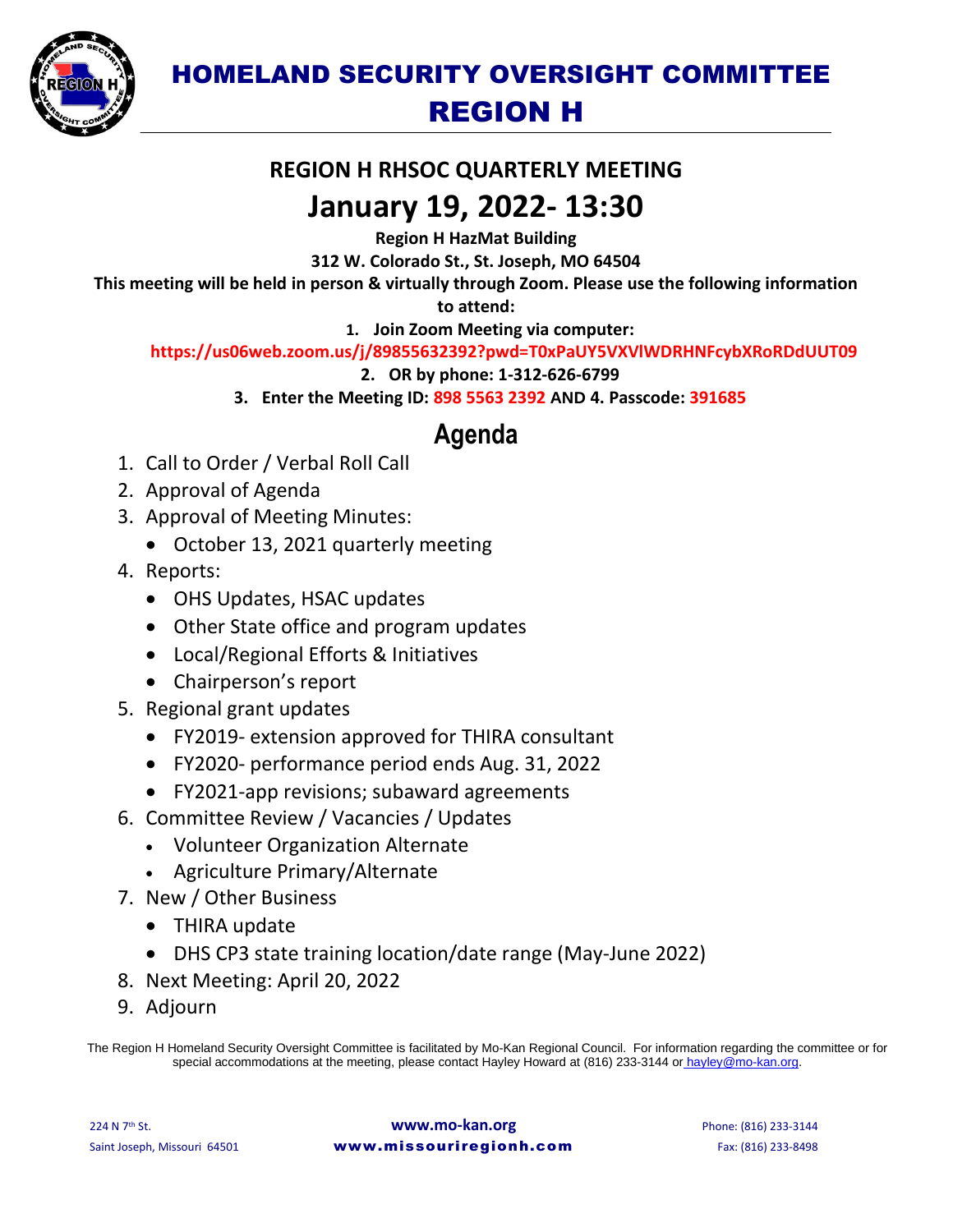# HOMELAND SECURITY OVERSIGHT COMMITTEE REGION H

## REGION H RHSOC QUARTERLY MEETING

# January 19, 2022- 13:30

**Region H HazMat Building**

**312 W. Colorado St., St. Joseph, MO 64504**

**This meeting will be held in person & virtually through Zoom. Please use the following information to attend:**

1. **Join Zoom Meeting via computer:**

**https://us06web.zoom.us/j/89855632392?pwd=T0xPaUY5VXVlWDRHNFcybXRoRDdUUT09**

2. **OR by phone: 1-312-626-6799**

3. **Enter the Meeting ID: 898 5563 2392 AND 4. Passcode: 391685**

## Agenda

1. Call to Order / Verbal Roll Call
2. Approval of Agenda
3. Approval of Meeting Minutes:
   - October 13, 2021 quarterly meeting
4. Reports:
   - OHS Updates, HSAC updates
   - Other State office and program updates
   - Local/Regional Efforts & Initiatives
   - Chairperson's report
5. Regional grant updates
   - FY2019- extension approved for THIRA consultant
   - FY2020- performance period ends Aug. 31, 2022
   - FY2021-app revisions; subaward agreements
6. Committee Review / Vacancies / Updates
   - Volunteer Organization Alternate
   - Agriculture Primary/Alternate
7. New / Other Business
   - THIRA update
   - DHS CP3 state training location/date range (May-June 2022)
8. Next Meeting: April 20, 2022
9. Adjourn

The Region H Homeland Security Oversight Committee is facilitated by Mo-Kan Regional Council. For information regarding the committee or for special accommodations at the meeting, please contact Hayley Howard at (816) 233-3144 or hayley@mo-kan.org.

224 N 7th St.
Saint Joseph, Missouri 64501

**www.mo-kan.org**
**www.missouriregionh.com**

Phone: (816) 233-3144
Fax: (816) 233-8498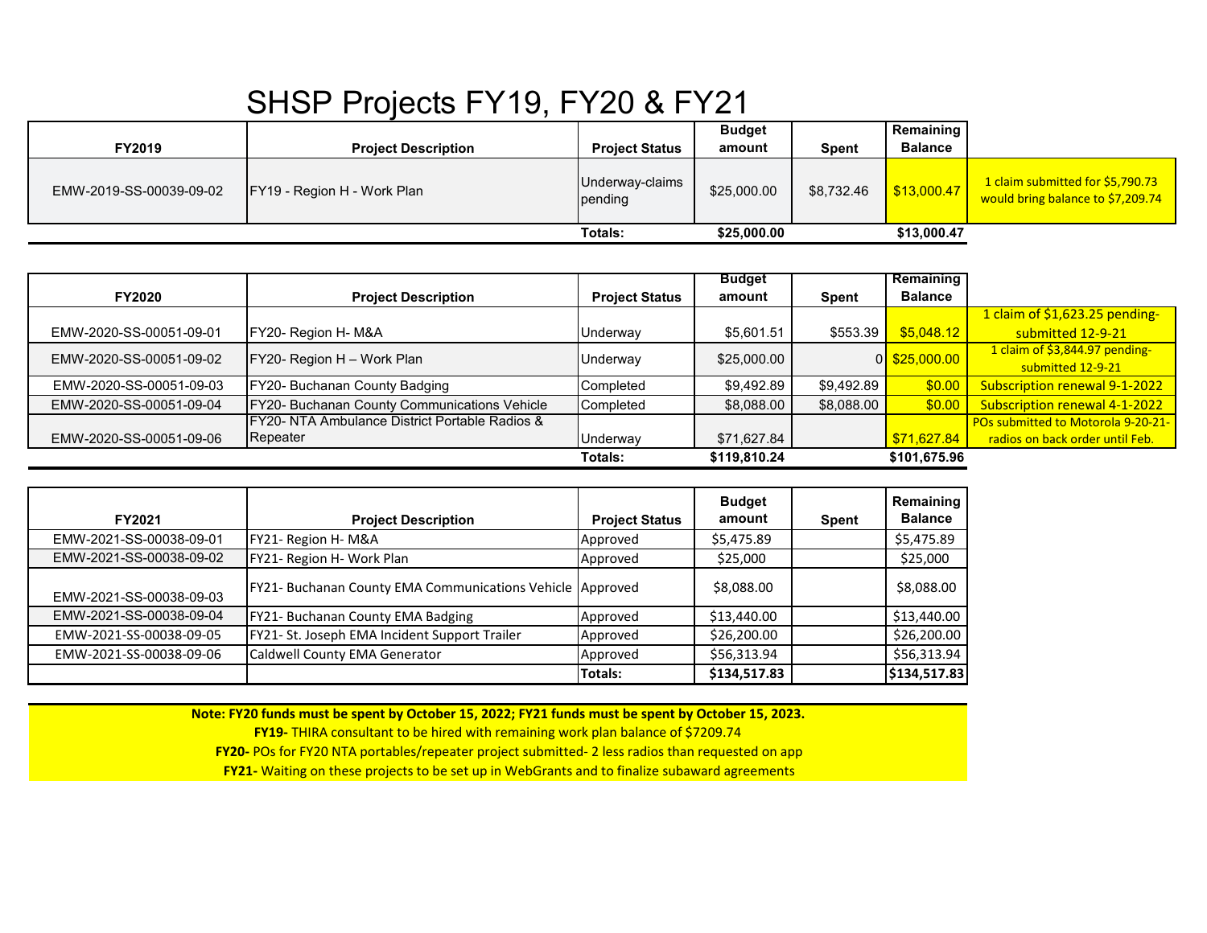# SHSP Projects FY19, FY20 & FY21

| FY2019 | Project Description | Project Status | Budget amount | Spent | Remaining Balance | |
|---|---|---|---|---|---|---|
| EMW-2019-SS-00039-09-02 | FY19 - Region H - Work Plan | Underway-claims pending | $25,000.00 | $8,732.46 | $13,000.47 | 1 claim submitted for $5,790.73 would bring balance to $7,209.74 |
| | | Totals: | $25,000.00 | | $13,000.47 | |

| FY2020 | Project Description | Project Status | Budget amount | Spent | Remaining Balance | |
|---|---|---|---|---|---|---|
| EMW-2020-SS-00051-09-01 | FY20- Region H- M&A | Underway | $5,601.51 | $553.39 | $5,048.12 | 1 claim of $1,623.25 pending-submitted 12-9-21 |
| EMW-2020-SS-00051-09-02 | FY20- Region H – Work Plan | Underway | $25,000.00 | 0 | $25,000.00 | 1 claim of $3,844.97 pending-submitted 12-9-21 |
| EMW-2020-SS-00051-09-03 | FY20- Buchanan County Badging | Completed | $9,492.89 | $9,492.89 | $0.00 | Subscription renewal 9-1-2022 |
| EMW-2020-SS-00051-09-04 | FY20- Buchanan County Communications Vehicle | Completed | $8,088.00 | $8,088.00 | $0.00 | Subscription renewal 4-1-2022 |
| EMW-2020-SS-00051-09-06 | FY20- NTA Ambulance District Portable Radios & Repeater | Underway | $71,627.84 | | $71,627.84 | POs submitted to Motorola 9-20-21-radios on back order until Feb. |
| | | Totals: | $119,810.24 | | $101,675.96 | |

| FY2021 | Project Description | Project Status | Budget amount | Spent | Remaining Balance |
|---|---|---|---|---|---|
| EMW-2021-SS-00038-09-01 | FY21- Region H- M&A | Approved | $5,475.89 | | $5,475.89 |
| EMW-2021-SS-00038-09-02 | FY21- Region H- Work Plan | Approved | $25,000 | | $25,000 |
| EMW-2021-SS-00038-09-03 | FY21- Buchanan County EMA Communications Vehicle | Approved | $8,088.00 | | $8,088.00 |
| EMW-2021-SS-00038-09-04 | FY21- Buchanan County EMA Badging | Approved | $13,440.00 | | $13,440.00 |
| EMW-2021-SS-00038-09-05 | FY21- St. Joseph EMA Incident Support Trailer | Approved | $26,200.00 | | $26,200.00 |
| EMW-2021-SS-00038-09-06 | Caldwell County EMA Generator | Approved | $56,313.94 | | $56,313.94 |
| | | Totals: | $134,517.83 | | $134,517.83 |

**Note: FY20 funds must be spent by October 15, 2022; FY21 funds must be spent by October 15, 2023.**

**FY19-** THIRA consultant to be hired with remaining work plan balance of $7209.74

**FY20-** POs for FY20 NTA portables/repeater project submitted- 2 less radios than requested on app

**FY21-** Waiting on these projects to be set up in WebGrants and to finalize subaward agreements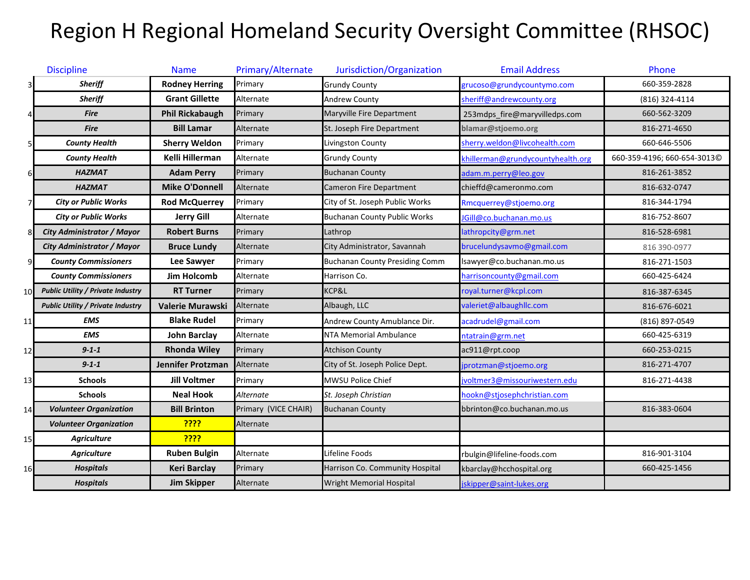# Region H Regional Homeland Security Oversight Committee (RHSOC)

| | Discipline | Name | Primary/Alternate | Jurisdiction/Organization | Email Address | Phone |
|---|---|---|---|---|---|---|
| 3 | *Sheriff* | **Rodney Herring** | Primary | Grundy County | grucoso@grundycountymo.com | 660-359-2828 |
| | *Sheriff* | **Grant Gillette** | Alternate | Andrew County | sheriff@andrewcounty.org | (816) 324-4114 |
| 4 | *Fire* | **Phil Rickabaugh** | Primary | Maryville Fire Department | 253mdps_fire@maryvilledps.com | 660-562-3209 |
| | *Fire* | **Bill Lamar** | Alternate | St. Joseph Fire Department | blamar@stjoemo.org | 816-271-4650 |
| 5 | *County Health* | **Sherry Weldon** | Primary | Livingston County | sherry.weldon@livcohealth.com | 660-646-5506 |
| | *County Health* | **Kelli Hillerman** | Alternate | Grundy County | khillerman@grundycountyhealth.org | 660-359-4196; 660-654-3013© |
| 6 | *HAZMAT* | **Adam Perry** | Primary | Buchanan County | adam.m.perry@leo.gov | 816-261-3852 |
| | *HAZMAT* | **Mike O'Donnell** | Alternate | Cameron Fire Department | chieffd@cameronmo.com | 816-632-0747 |
| 7 | *City or Public Works* | **Rod McQuerrey** | Primary | City of St. Joseph Public Works | Rmcquerrey@stjoemo.org | 816-344-1794 |
| | *City or Public Works* | **Jerry Gill** | Alternate | Buchanan County Public Works | JGill@co.buchanan.mo.us | 816-752-8607 |
| 8 | *City Administrator / Mayor* | **Robert Burns** | Primary | Lathrop | lathropcity@grm.net | 816-528-6981 |
| | *City Administrator / Mayor* | **Bruce Lundy** | Alternate | City Administrator, Savannah | brucelundysavmo@gmail.com | 816 390-0977 |
| 9 | *County Commissioners* | **Lee Sawyer** | Primary | Buchanan County Presiding Comm | lsawyer@co.buchanan.mo.us | 816-271-1503 |
| | *County Commissioners* | **Jim Holcomb** | Alternate | Harrison Co. | harrisoncounty@gmail.com | 660-425-6424 |
| 10 | *Public Utility / Private Industry* | **RT Turner** | Primary | KCP&L | royal.turner@kcpl.com | 816-387-6345 |
| | *Public Utility / Private Industry* | **Valerie Murawski** | Alternate | Albaugh, LLC | valeriet@albaughllc.com | 816-676-6021 |
| 11 | *EMS* | **Blake Rudel** | Primary | Andrew County Amublance Dir. | acadrudel@gmail.com | (816) 897-0549 |
| | *EMS* | **John Barclay** | Alternate | NTA Memorial Ambulance | ntatrain@grm.net | 660-425-6319 |
| 12 | *9-1-1* | **Rhonda Wiley** | Primary | Atchison County | ac911@rpt.coop | 660-253-0215 |
| | *9-1-1* | **Jennifer Protzman** | Alternate | City of St. Joseph Police Dept. | jprotzman@stjoemo.org | 816-271-4707 |
| 13 | Schools | **Jill Voltmer** | Primary | MWSU Police Chief | jvoltmer3@missouriwestern.edu | 816-271-4438 |
| | Schools | **Neal Hook** | *Alternate* | *St. Joseph Christian* | hookn@stjosephchristian.com | |
| 14 | *Volunteer Organization* | **Bill Brinton** | Primary (VICE CHAIR) | Buchanan County | bbrinton@co.buchanan.mo.us | 816-383-0604 |
| | *Volunteer Organization* | **????** | Alternate | | | |
| 15 | *Agriculture* | **????** | | | | |
| | *Agriculture* | **Ruben Bulgin** | Alternate | Lifeline Foods | rbulgin@lifeline-foods.com | 816-901-3104 |
| 16 | *Hospitals* | **Keri Barclay** | Primary | Harrison Co. Community Hospital | kbarclay@hcchospital.org | 660-425-1456 |
| | *Hospitals* | **Jim Skipper** | Alternate | Wright Memorial Hospital | jskipper@saint-lukes.org | |